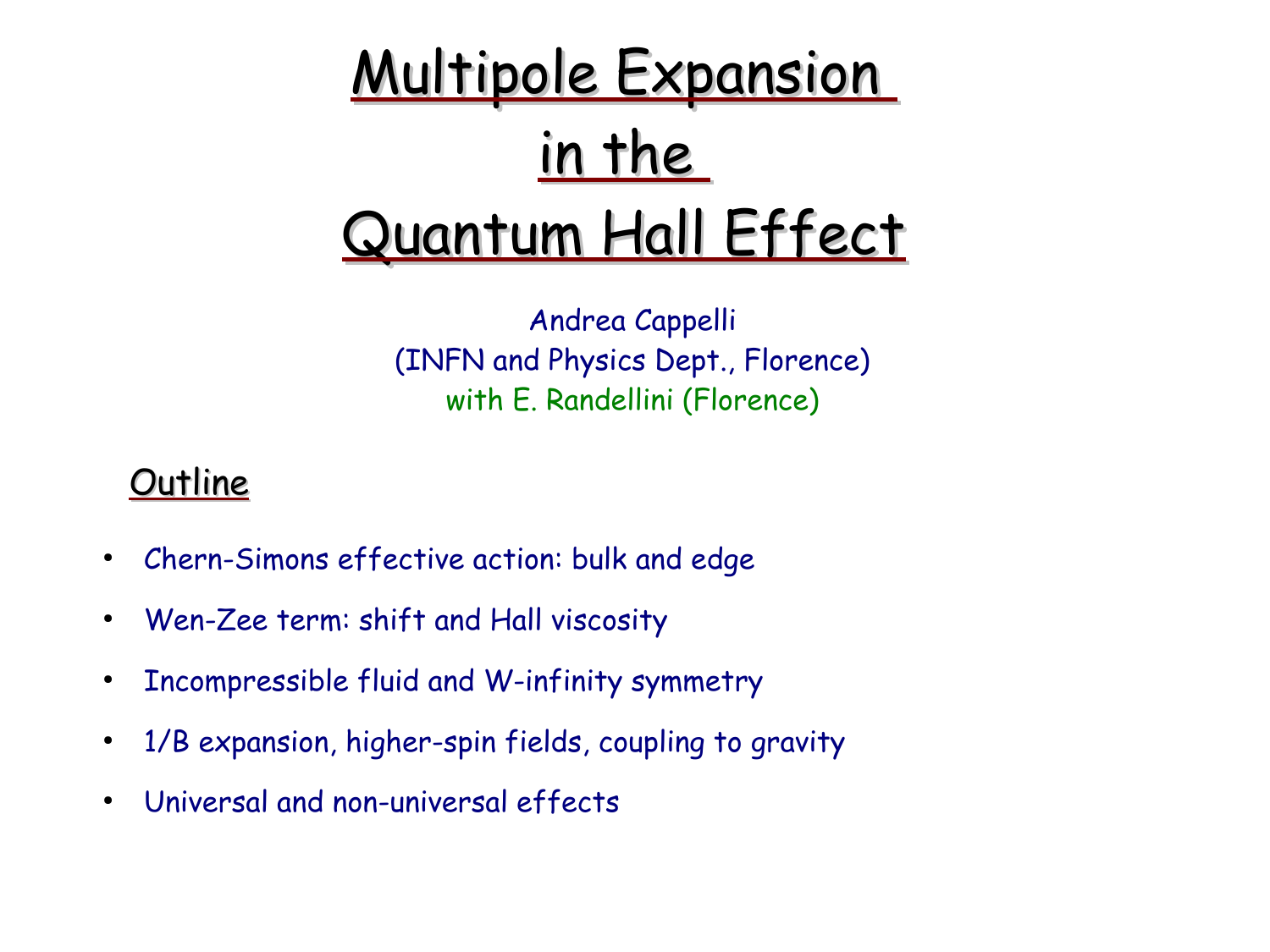# Multipole Expansion in the Quantum Hall Effect

Andrea Cappelli
(INFN and Physics Dept., Florence)
with E. Randellini (Florence)

## Outline

- Chern-Simons effective action: bulk and edge
- Wen-Zee term: shift and Hall viscosity
- Incompressible fluid and W-infinity symmetry
- 1/B expansion, higher-spin fields, coupling to gravity
- Universal and non-universal effects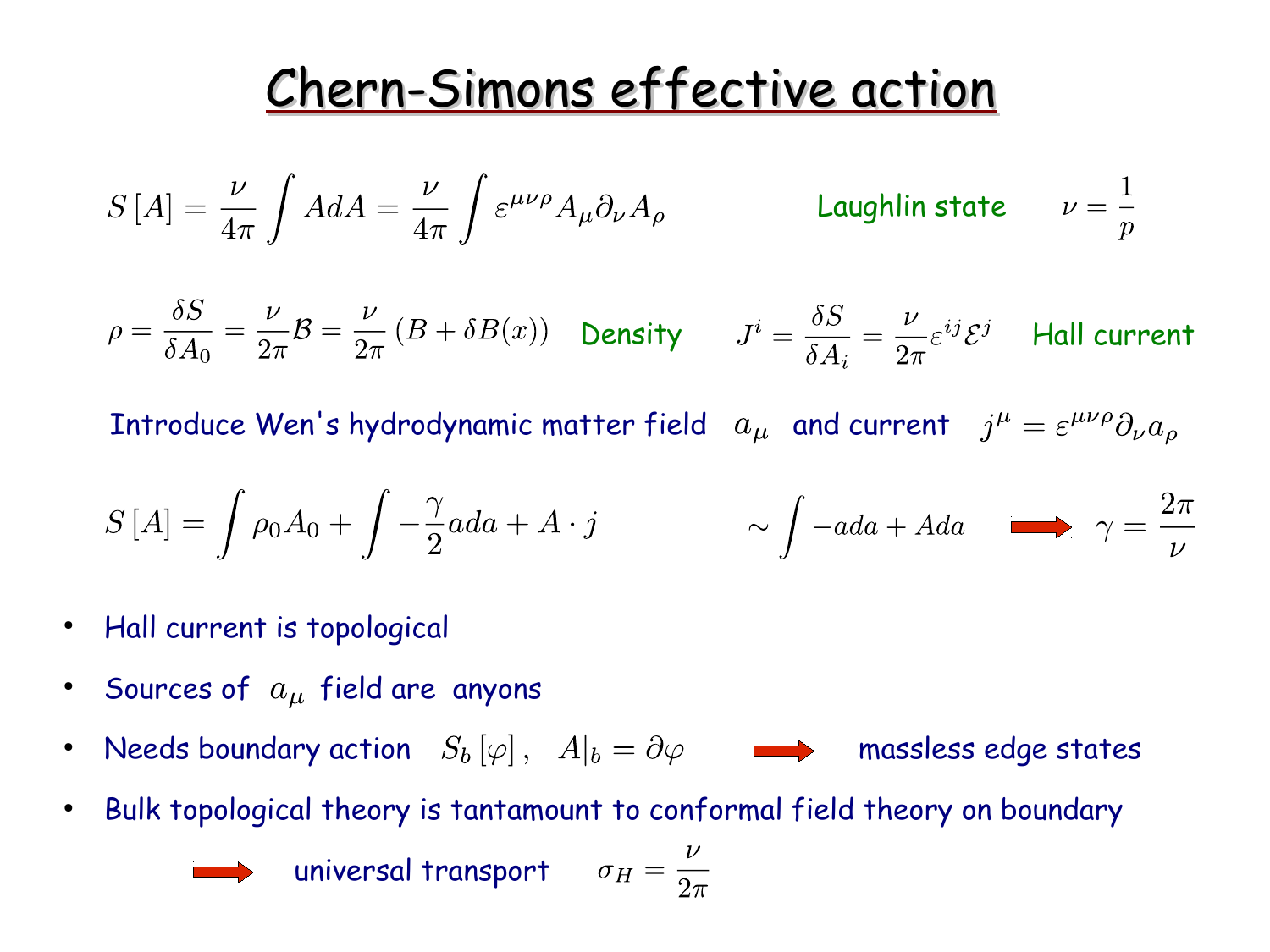# Chern-Simons effective action

$$S\left[A\right] = \frac{\nu}{4\pi}\int AdA = \frac{\nu}{4\pi}\int \varepsilon^{\mu\nu\rho} A_\mu \partial_\nu A_\rho$$

Laughlin state $\nu = \frac{1}{p}$

$$\rho = \frac{\delta S}{\delta A_0} = \frac{\nu}{2\pi}\mathcal{B} = \frac{\nu}{2\pi}\left(B + \delta B(x)\right)$$

Density

$$J^i = \frac{\delta S}{\delta A_i} = \frac{\nu}{2\pi}\varepsilon^{ij}\mathcal{E}^j$$

Hall current

Introduce Wen's hydrodynamic matter field $a_\mu$ and current $j^\mu = \varepsilon^{\mu\nu\rho}\partial_\nu a_\rho$

$$S\left[A\right] = \int \rho_0 A_0 + \int -\frac{\gamma}{2} ada + A \cdot j \qquad \sim \int -ada + Ada \quad \Rightarrow \quad \gamma = \frac{2\pi}{\nu}$$

- Hall current is topological
- Sources of $a_\mu$ field are anyons
- Needs boundary action $S_b\left[\varphi\right], \quad A|_b = \partial\varphi$ $\Rightarrow$ massless edge states
- Bulk topological theory is tantamount to conformal field theory on boundary

$\Rightarrow$ universal transport $\sigma_H = \frac{\nu}{2\pi}$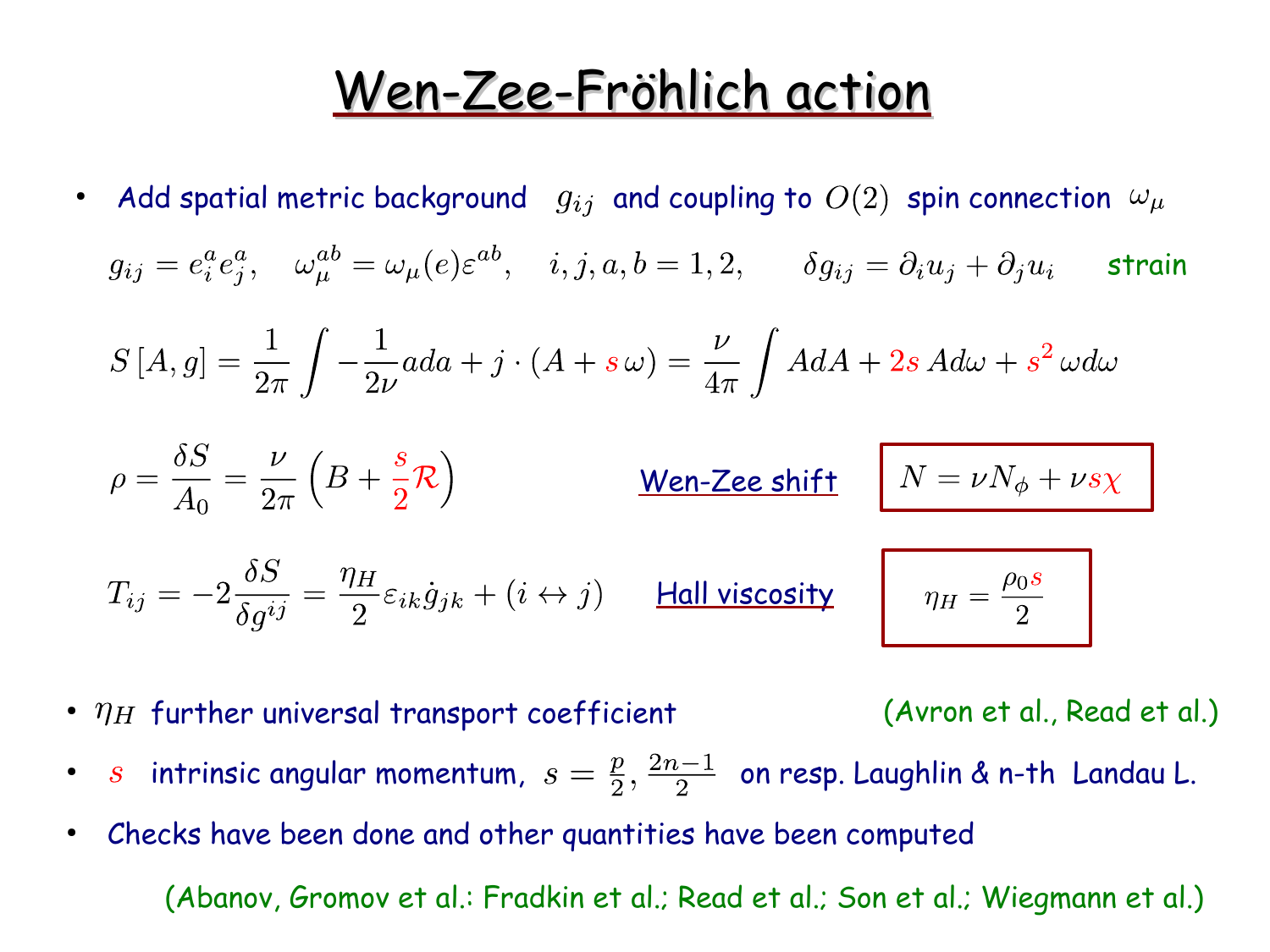# Wen-Zee-Fröhlich action

- Add spatial metric background $g_{ij}$ and coupling to $O(2)$ spin connection $\omega_\mu$

$$g_{ij} = e_i^a e_j^a, \quad \omega_\mu^{ab} = \omega_\mu(e)\varepsilon^{ab}, \quad i,j,a,b = 1,2, \qquad \delta g_{ij} = \partial_i u_j + \partial_j u_i \qquad \text{strain}$$

$$S[A,g] = \frac{1}{2\pi}\int -\frac{1}{2\nu} a da + j\cdot(A + s\,\omega) = \frac{\nu}{4\pi}\int AdA + 2s\, Ad\omega + s^2\,\omega d\omega$$

$$\rho = \frac{\delta S}{A_0} = \frac{\nu}{2\pi}\left(B + \frac{s}{2}\mathcal{R}\right)$$

Wen-Zee shift

$$N = \nu N_\phi + \nu s \chi$$

$$T_{ij} = -2\frac{\delta S}{\delta g^{ij}} = \frac{\eta_H}{2}\varepsilon_{ik}\dot{g}_{jk} + (i \leftrightarrow j)$$

Hall viscosity

$$\eta_H = \frac{\rho_0 s}{2}$$

- $\eta_H$ further universal transport coefficient (Avron et al., Read et al.)
- $s$ intrinsic angular momentum, $s = \frac{p}{2}, \frac{2n-1}{2}$ on resp. Laughlin & n-th Landau L.
- Checks have been done and other quantities have been computed

  (Abanov, Gromov et al.: Fradkin et al.; Read et al.; Son et al.; Wiegmann et al.)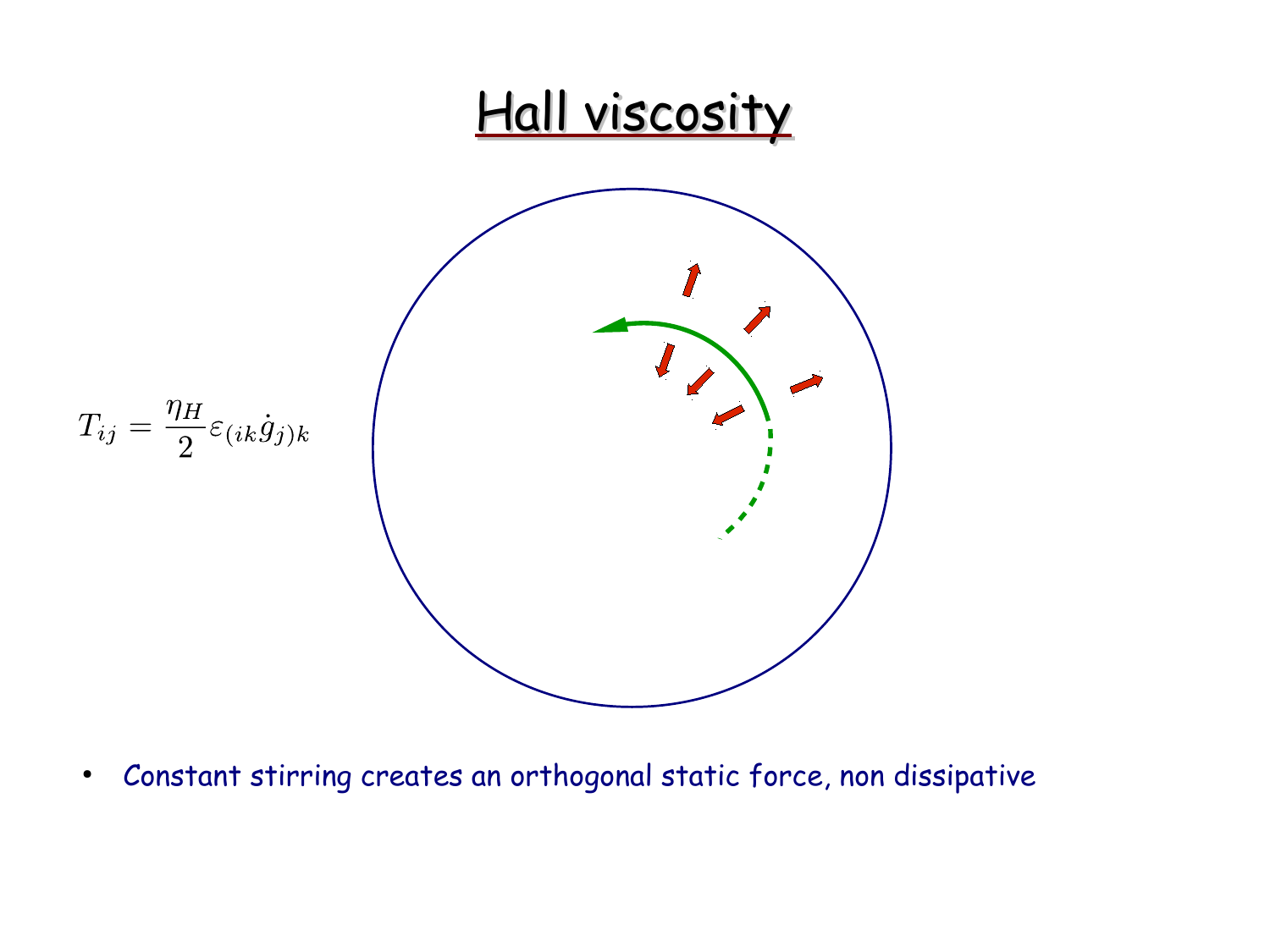# Hall viscosity

$$T_{ij} = \frac{\eta_H}{2} \varepsilon_{(ik} \dot{g}_{j)k}$$

- Constant stirring creates an orthogonal static force, non dissipative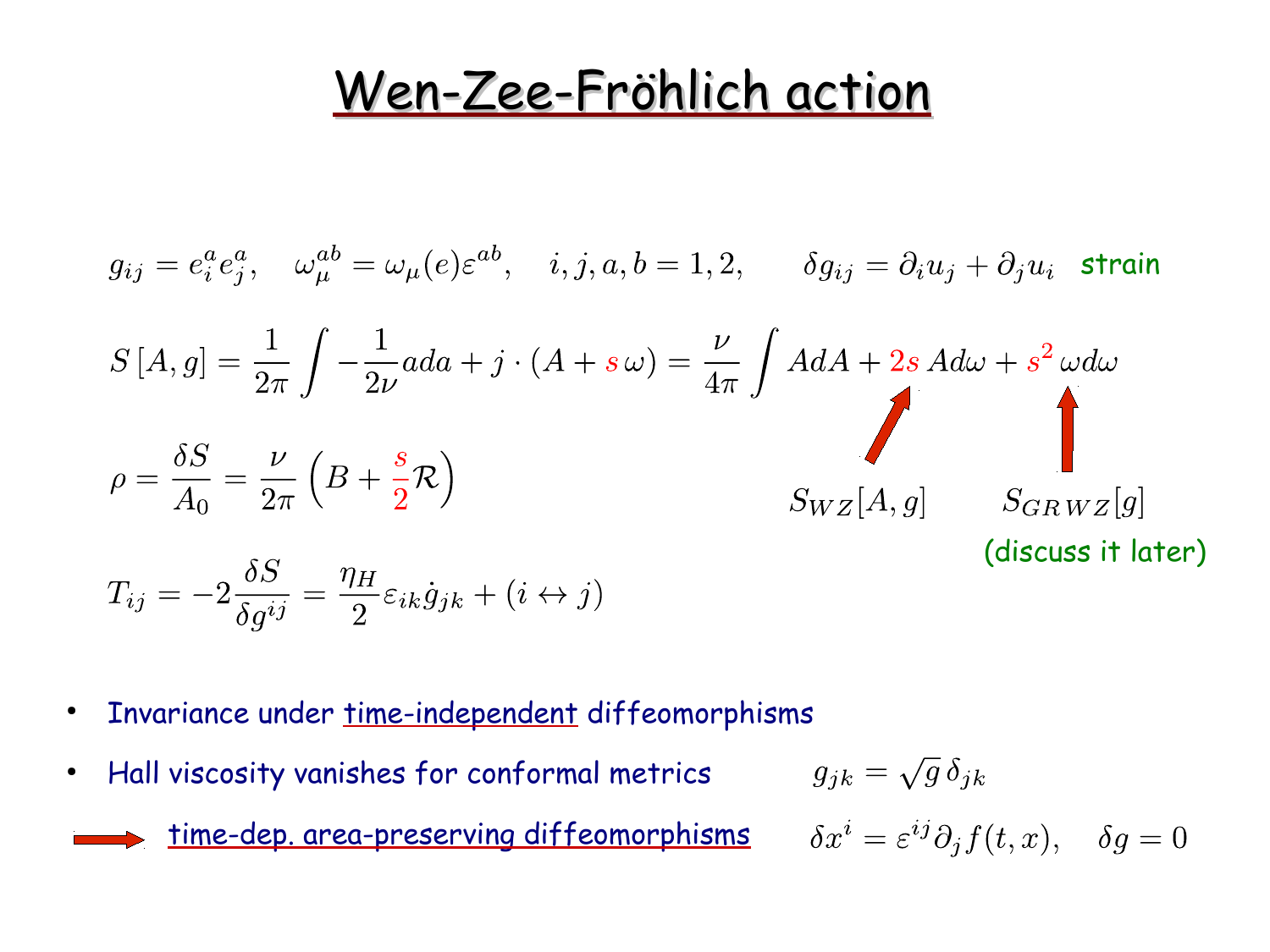# Wen-Zee-Fröhlich action

$$g_{ij} = e^a_i e^a_j, \quad \omega^{ab}_\mu = \omega_\mu(e)\varepsilon^{ab}, \quad i,j,a,b = 1,2, \qquad \delta g_{ij} = \partial_i u_j + \partial_j u_i \quad \text{strain}$$

$$S[A,g] = \frac{1}{2\pi}\int -\frac{1}{2\nu} a da + j\cdot(A + s\,\omega) = \frac{\nu}{4\pi}\int AdA + 2s\, Ad\omega + s^2\,\omega d\omega$$

$2s\, Ad\omega$ → $S_{WZ}[A,g]$ ; $s^2\,\omega d\omega$ → $S_{GRWZ}[g]$ (discuss it later)

$$\rho = \frac{\delta S}{A_0} = \frac{\nu}{2\pi}\left(B + \frac{s}{2}\mathcal{R}\right)$$

$$T_{ij} = -2\frac{\delta S}{\delta g^{ij}} = \frac{\eta_H}{2}\varepsilon_{ik}\dot{g}_{jk} + (i \leftrightarrow j)$$

- Invariance under time-independent diffeomorphisms
- Hall viscosity vanishes for conformal metrics $\qquad g_{jk} = \sqrt{g}\,\delta_{jk}$

→ time-dep. area-preserving diffeomorphisms $\qquad \delta x^i = \varepsilon^{ij}\partial_j f(t,x), \quad \delta g = 0$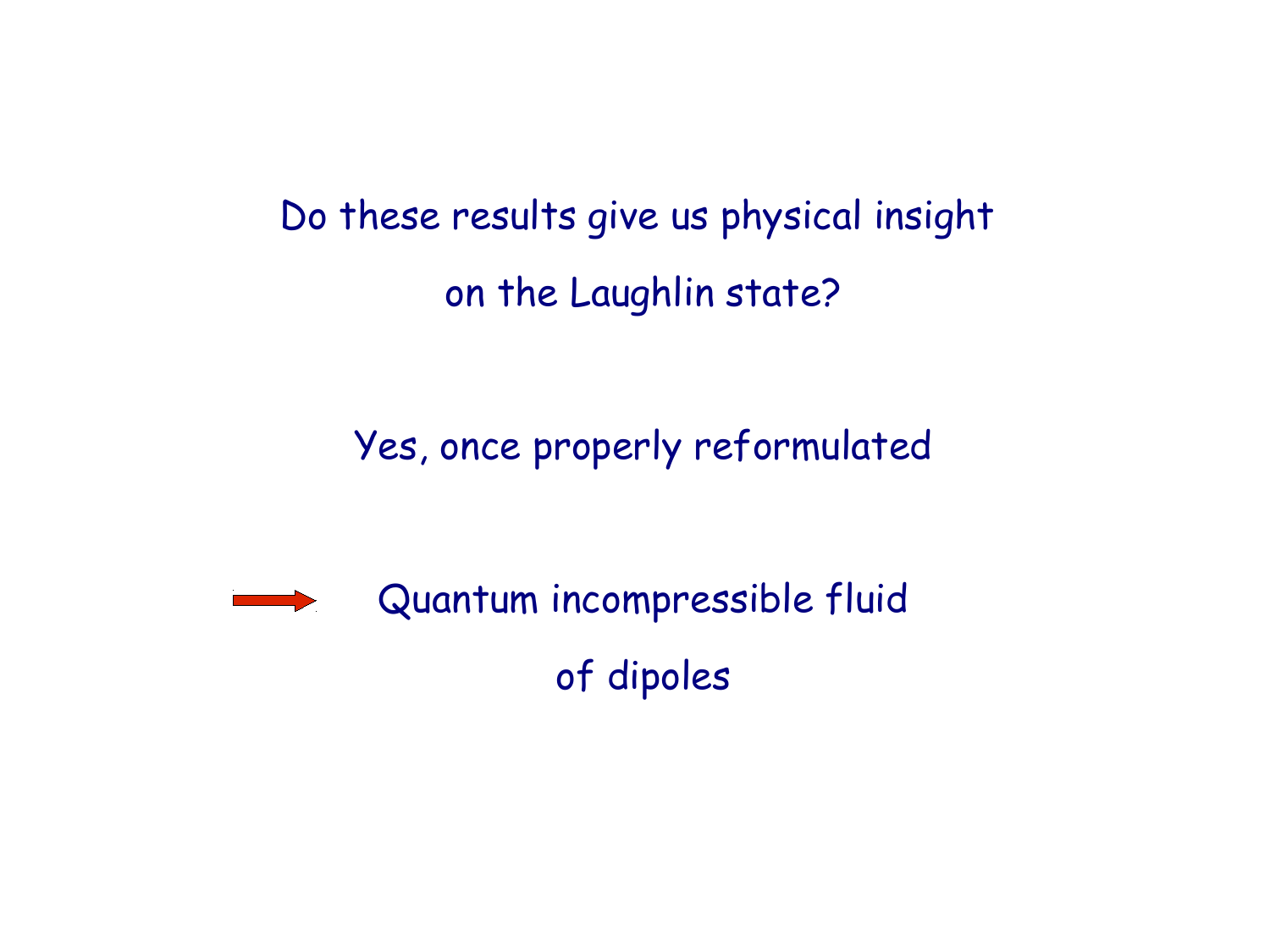Do these results give us physical insight on the Laughlin state?

Yes, once properly reformulated

→ Quantum incompressible fluid of dipoles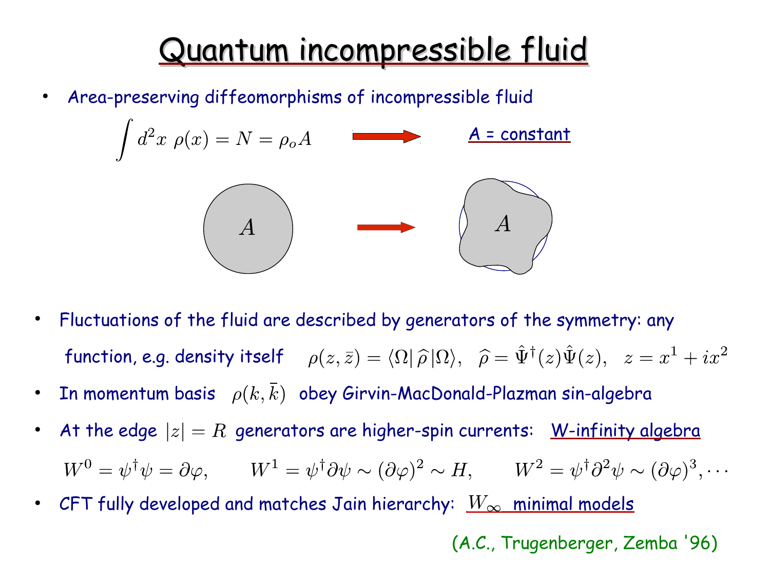# Quantum incompressible fluid

- Area-preserving diffeomorphisms of incompressible fluid

$$\int d^2x \ \rho(x) = N = \rho_o A \quad \longrightarrow \quad A = \text{constant}$$

- Fluctuations of the fluid are described by generators of the symmetry: any function, e.g. density itself $\rho(z,\bar{z}) = \langle \Omega | \, \widehat{\rho} \, | \Omega \rangle, \quad \widehat{\rho} = \hat{\Psi}^\dagger(z)\hat{\Psi}(z), \quad z = x^1 + ix^2$
- In momentum basis $\rho(k,\bar{k})$ obey Girvin-MacDonald-Plazman sin-algebra
- At the edge $|z| = R$ generators are higher-spin currents: W-infinity algebra

$$W^0 = \psi^\dagger \psi = \partial\varphi, \qquad W^1 = \psi^\dagger \partial \psi \sim (\partial\varphi)^2 \sim H, \qquad W^2 = \psi^\dagger \partial^2 \psi \sim (\partial\varphi)^3, \cdots$$

- CFT fully developed and matches Jain hierarchy: $W_\infty$ minimal models

(A.C., Trugenberger, Zemba '96)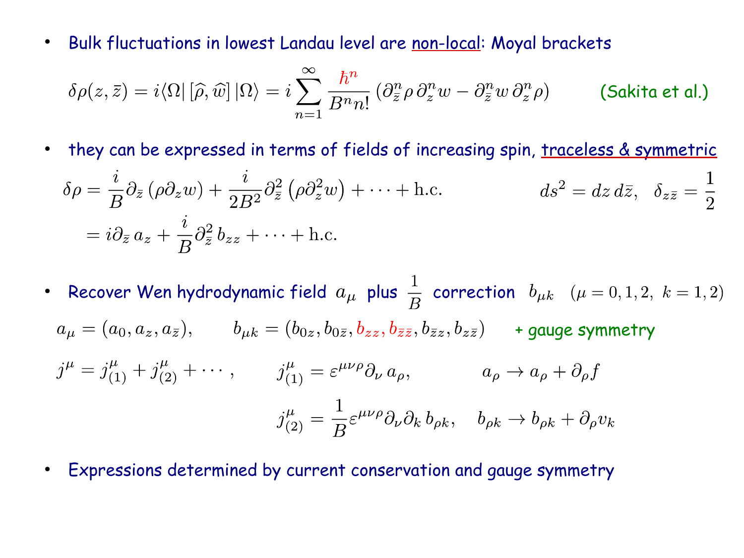- Bulk fluctuations in lowest Landau level are non-local: Moyal brackets

$$\delta\rho(z,\bar{z}) = i\langle\Omega|\,[\widehat{\rho},\widehat{w}]\,|\Omega\rangle = i\sum_{n=1}^{\infty}\frac{\hbar^n}{B^n n!}\left(\partial_{\bar{z}}^n\rho\,\partial_z^n w - \partial_{\bar{z}}^n w\,\partial_z^n\rho\right) \qquad \text{(Sakita et al.)}$$

- they can be expressed in terms of fields of increasing spin, traceless & symmetric

$$\delta\rho = \frac{i}{B}\partial_{\bar{z}}\left(\rho\partial_z w\right) + \frac{i}{2B^2}\partial_{\bar{z}}^2\left(\rho\partial_z^2 w\right) + \cdots + \text{h.c.} \qquad ds^2 = dz\,d\bar{z}, \quad \delta_{z\bar{z}} = \frac{1}{2}$$

$$= i\partial_{\bar{z}}\,a_z + \frac{i}{B}\partial_{\bar{z}}^2\,b_{zz} + \cdots + \text{h.c.}$$

- Recover Wen hydrodynamic field $a_\mu$ plus $\frac{1}{B}$ correction $b_{\mu k}$ $(\mu = 0,1,2,\ k=1,2)$

$$a_\mu = (a_0, a_z, a_{\bar{z}}), \qquad b_{\mu k} = (b_{0z}, b_{0\bar{z}}, b_{zz}, b_{\bar{z}\bar{z}}, b_{\bar{z}z}, b_{z\bar{z}}) \qquad \text{+ gauge symmetry}$$

$$j^\mu = j^\mu_{(1)} + j^\mu_{(2)} + \cdots, \qquad j^\mu_{(1)} = \varepsilon^{\mu\nu\rho}\partial_\nu\,a_\rho, \qquad a_\rho \to a_\rho + \partial_\rho f$$

$$j^\mu_{(2)} = \frac{1}{B}\varepsilon^{\mu\nu\rho}\partial_\nu\partial_k\,b_{\rho k}, \quad b_{\rho k} \to b_{\rho k} + \partial_\rho v_k$$

- Expressions determined by current conservation and gauge symmetry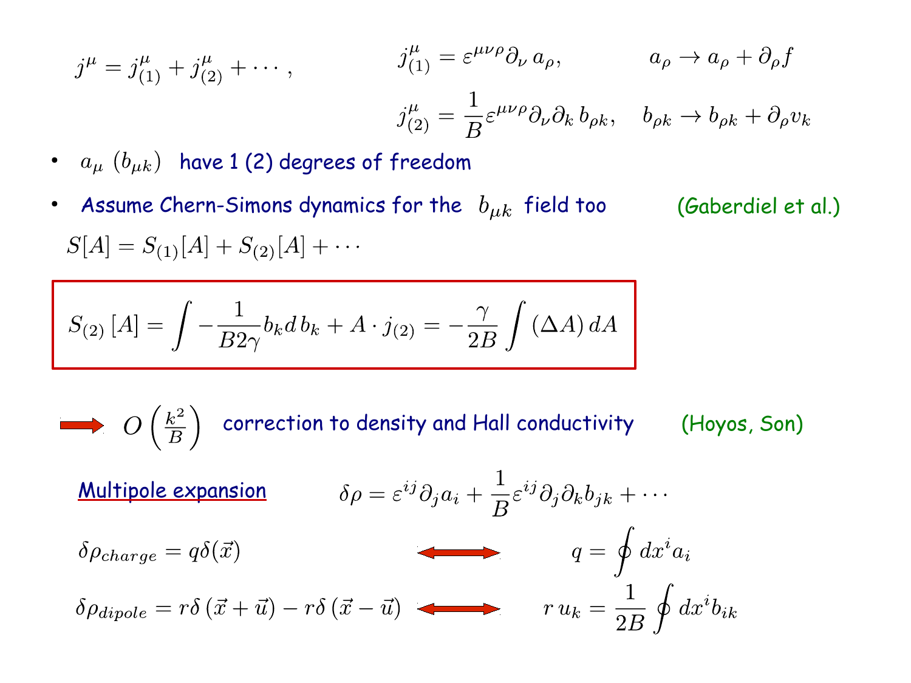$$j^\mu = j^\mu_{(1)} + j^\mu_{(2)} + \cdots,$$

$$j^\mu_{(1)} = \varepsilon^{\mu\nu\rho}\partial_\nu \, a_\rho, \qquad a_\rho \to a_\rho + \partial_\rho f$$

$$j^\mu_{(2)} = \frac{1}{B}\varepsilon^{\mu\nu\rho}\partial_\nu\partial_k \, b_{\rho k}, \quad b_{\rho k} \to b_{\rho k} + \partial_\rho v_k$$

- $a_\mu$ $(b_{\mu k})$ have 1 (2) degrees of freedom
- Assume Chern-Simons dynamics for the $b_{\mu k}$ field too (Gaberdiel et al.)

$$S[A] = S_{(1)}[A] + S_{(2)}[A] + \cdots$$

$$S_{(2)}[A] = \int -\frac{1}{B2\gamma} b_k d\, b_k + A \cdot j_{(2)} = -\frac{\gamma}{2B}\int (\Delta A)\, dA$$

$\Rightarrow$ $O\left(\frac{k^2}{B}\right)$ correction to density and Hall conductivity (Hoyos, Son)

Multipole expansion

$$\delta\rho = \varepsilon^{ij}\partial_j a_i + \frac{1}{B}\varepsilon^{ij}\partial_j\partial_k b_{jk} + \cdots$$

$$\delta\rho_{charge} = q\delta(\vec{x}) \quad \longleftrightarrow \quad q = \oint dx^i a_i$$

$$\delta\rho_{dipole} = r\delta\left(\vec{x} + \vec{u}\right) - r\delta\left(\vec{x} - \vec{u}\right) \quad \longleftrightarrow \quad r\, u_k = \frac{1}{2B}\oint dx^i b_{ik}$$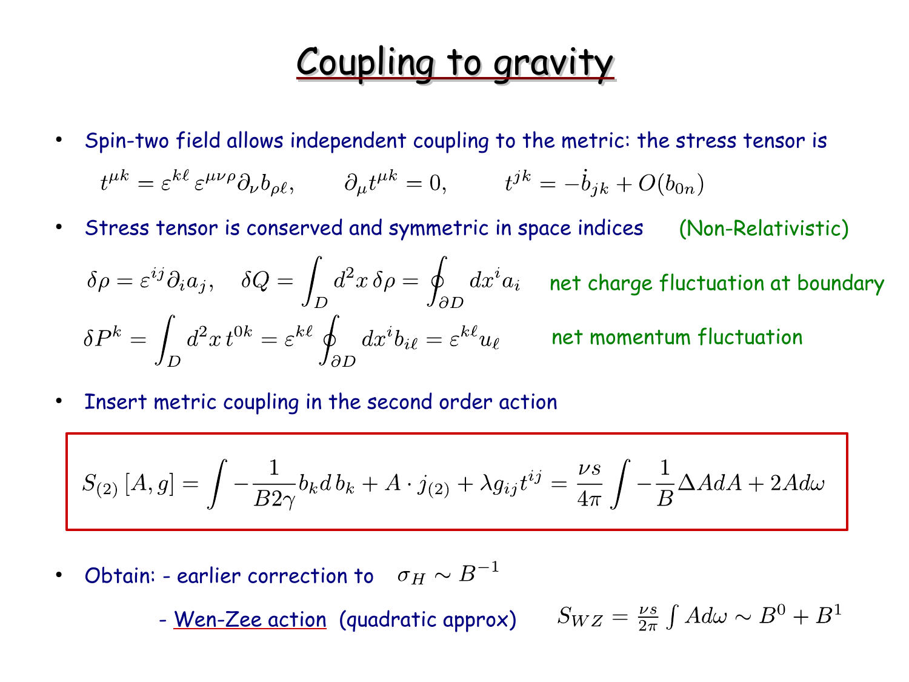# Coupling to gravity

- Spin-two field allows independent coupling to the metric: the stress tensor is

$$t^{\mu k} = \varepsilon^{k\ell}\,\varepsilon^{\mu\nu\rho}\partial_\nu b_{\rho\ell}, \qquad \partial_\mu t^{\mu k} = 0, \qquad t^{jk} = -\dot{b}_{jk} + O(b_{0n})$$

- Stress tensor is conserved and symmetric in space indices (Non-Relativistic)

$$\delta\rho = \varepsilon^{ij}\partial_i a_j, \quad \delta Q = \int_D d^2x\,\delta\rho = \oint_{\partial D} dx^i a_i$$

net charge fluctuation at boundary

$$\delta P^k = \int_D d^2x\, t^{0k} = \varepsilon^{k\ell}\oint_{\partial D} dx^i b_{i\ell} = \varepsilon^{k\ell} u_\ell$$

net momentum fluctuation

- Insert metric coupling in the second order action

$$S_{(2)}\left[A, g\right] = \int -\frac{1}{B 2\gamma} b_k d\, b_k + A \cdot j_{(2)} + \lambda g_{ij} t^{ij} = \frac{\nu s}{4\pi}\int -\frac{1}{B}\Delta A dA + 2 A d\omega$$

- Obtain: - earlier correction to $\sigma_H \sim B^{-1}$

  - Wen-Zee action (quadratic approx) $S_{WZ} = \frac{\nu s}{2\pi}\int A d\omega \sim B^0 + B^1$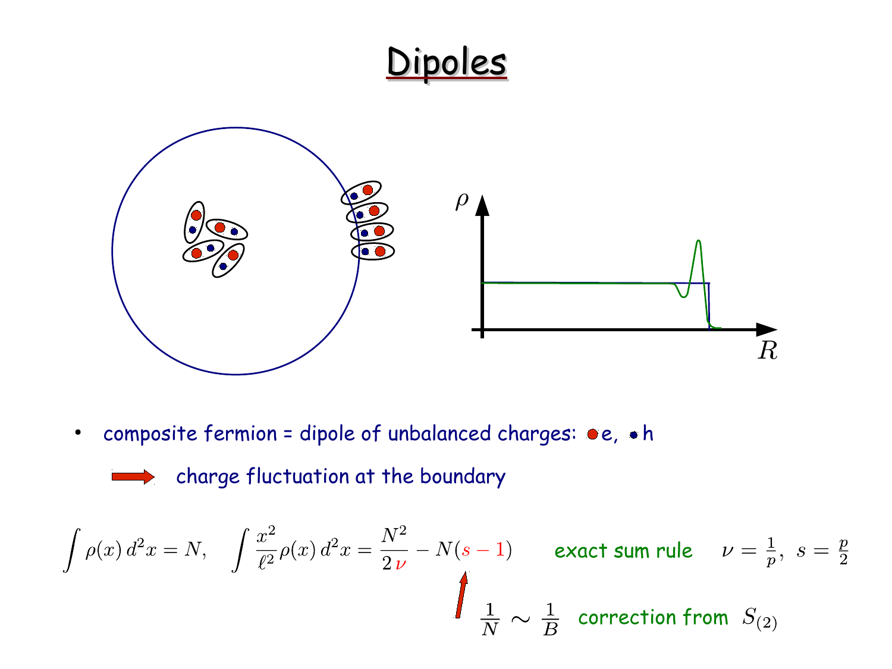# Dipoles

- composite fermion = dipole of unbalanced charges: e, h

→ charge fluctuation at the boundary

$$\int \rho(x)\, d^2x = N, \quad \int \frac{x^2}{\ell^2} \rho(x)\, d^2x = \frac{N^2}{2\,\nu} - N(s-1)$$

exact sum rule $\nu = \frac{1}{p},\ s = \frac{p}{2}$

$\frac{1}{N} \sim \frac{1}{B}$ correction from $S_{(2)}$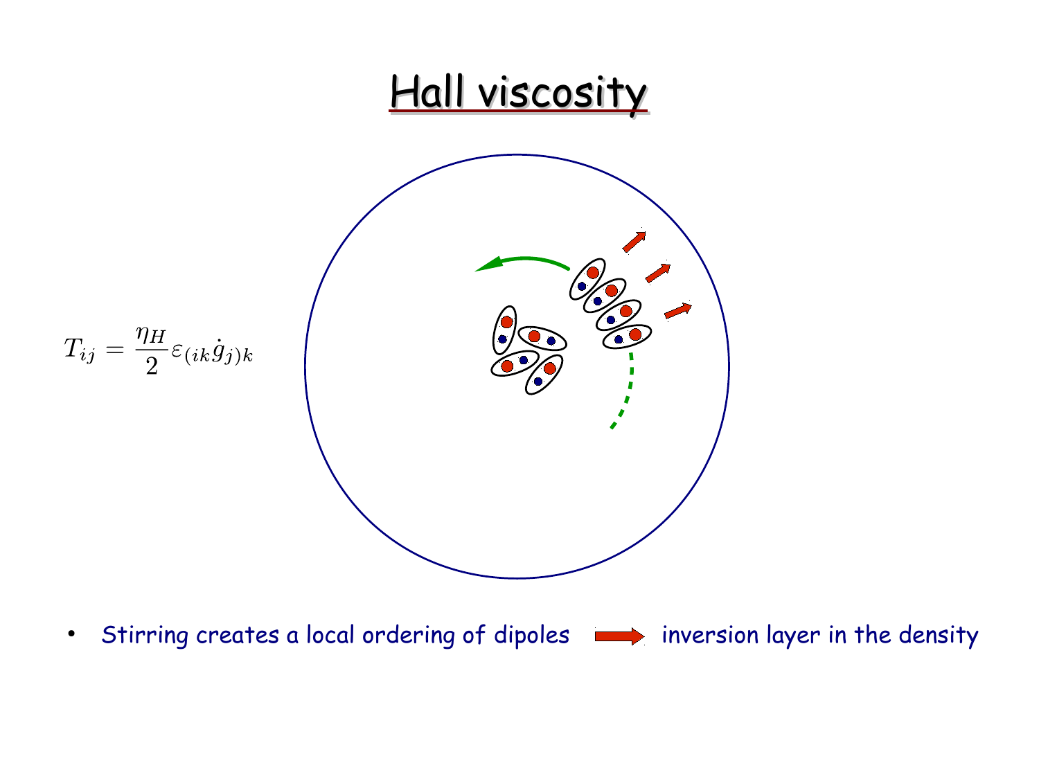# Hall viscosity

$$T_{ij} = \frac{\eta_H}{2} \varepsilon_{(ik} \dot{g}_{j)k}$$

- Stirring creates a local ordering of dipoles ➡ inversion layer in the density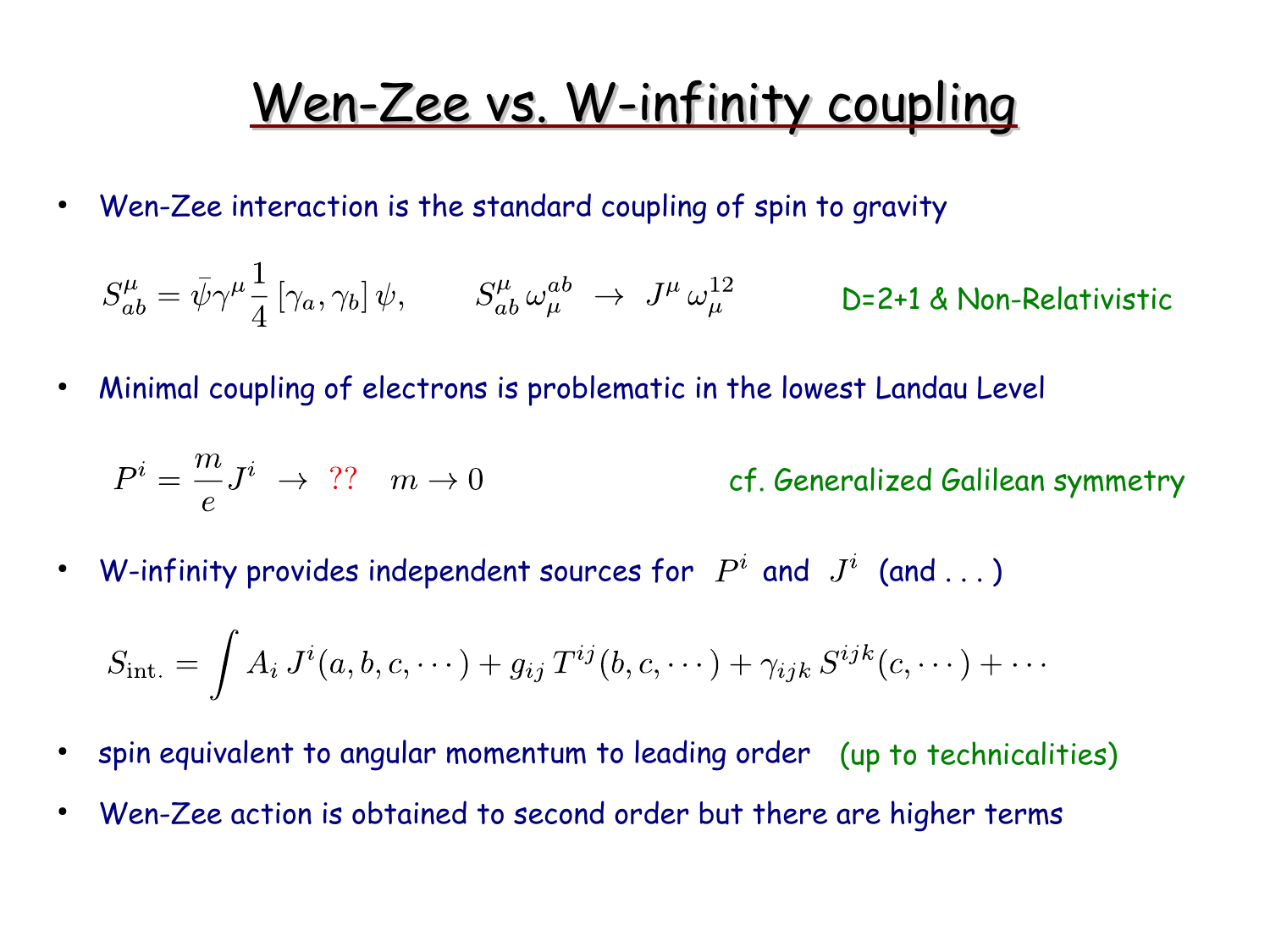# Wen-Zee vs. W-infinity coupling

- Wen-Zee interaction is the standard coupling of spin to gravity

$$S^{\mu}_{ab} = \bar{\psi}\gamma^{\mu}\frac{1}{4}\left[\gamma_a, \gamma_b\right]\psi, \qquad S^{\mu}_{ab}\,\omega^{ab}_{\mu} \;\to\; J^{\mu}\,\omega^{12}_{\mu}$$

D=2+1 & Non-Relativistic

- Minimal coupling of electrons is problematic in the lowest Landau Level

$$P^i = \frac{m}{e}J^i \;\to\; ?? \quad m \to 0$$

cf. Generalized Galilean symmetry

- W-infinity provides independent sources for $P^i$ and $J^i$ (and . . . )

$$S_{\text{int.}} = \int A_i\, J^i(a,b,c,\cdots) + g_{ij}\, T^{ij}(b,c,\cdots) + \gamma_{ijk}\, S^{ijk}(c,\cdots) + \cdots$$

- spin equivalent to angular momentum to leading order (up to technicalities)
- Wen-Zee action is obtained to second order but there are higher terms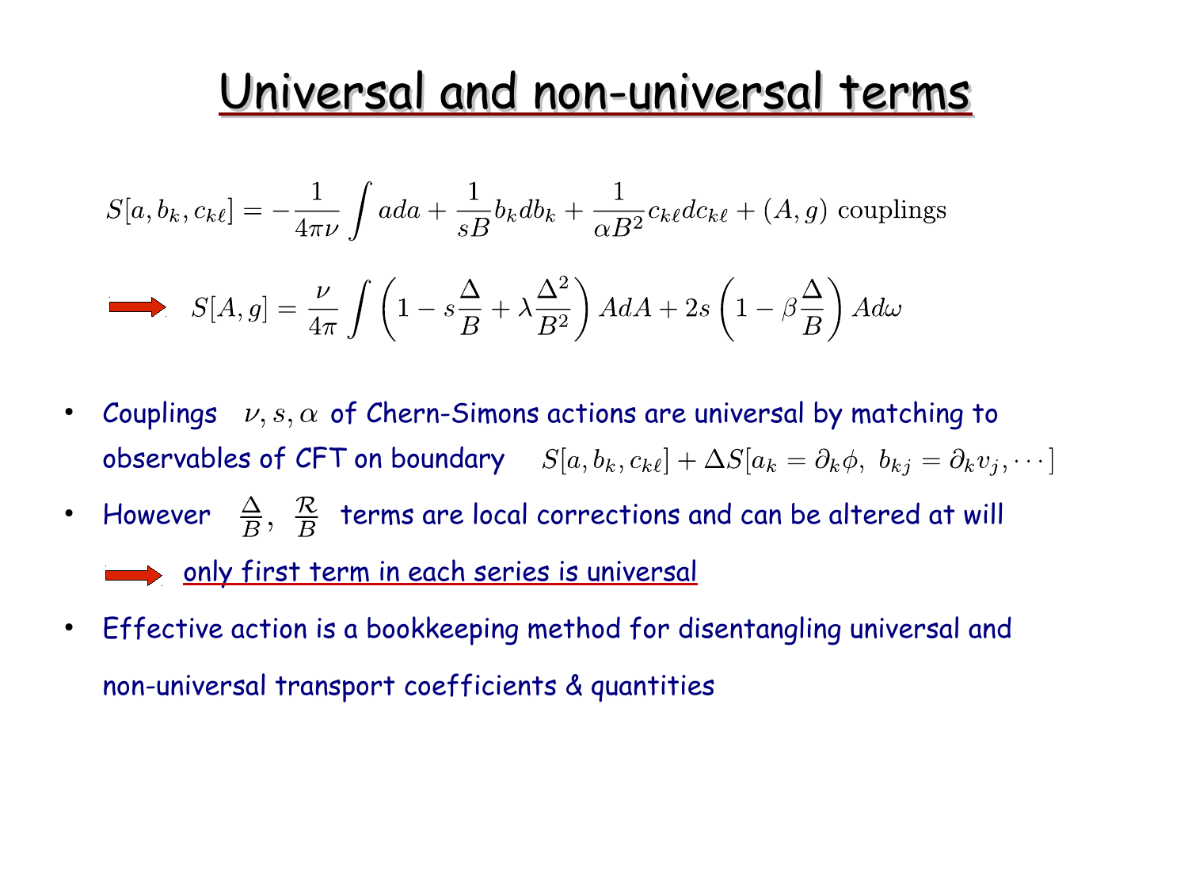# Universal and non-universal terms

$$S[a, b_k, c_{k\ell}] = -\frac{1}{4\pi\nu}\int ada + \frac{1}{sB}b_k db_k + \frac{1}{\alpha B^2}c_{k\ell}dc_{k\ell} + (A, g) \text{ couplings}$$

$$\Rightarrow \quad S[A, g] = \frac{\nu}{4\pi}\int \left(1 - s\frac{\Delta}{B} + \lambda\frac{\Delta^2}{B^2}\right) AdA + 2s\left(1 - \beta\frac{\Delta}{B}\right) Ad\omega$$

- Couplings $\nu, s, \alpha$ of Chern-Simons actions are universal by matching to observables of CFT on boundary $S[a, b_k, c_{k\ell}] + \Delta S[a_k = \partial_k\phi,\ b_{kj} = \partial_k v_j, \cdots]$
- However $\frac{\Delta}{B},\ \frac{\mathcal{R}}{B}$ terms are local corrections and can be altered at will

  $\Rightarrow$ only first term in each series is universal
- Effective action is a bookkeeping method for disentangling universal and non-universal transport coefficients & quantities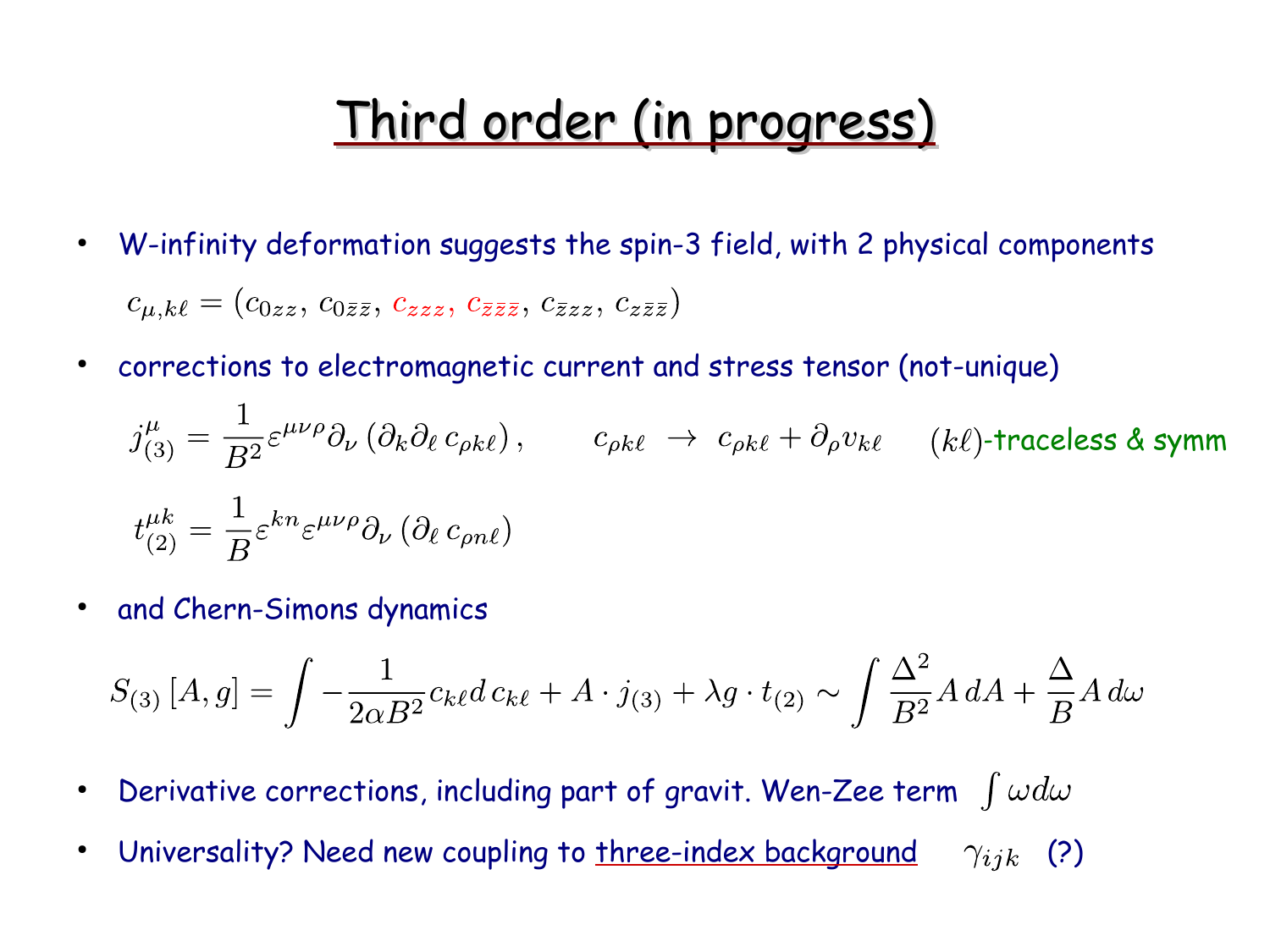# Third order (in progress)

- W-infinity deformation suggests the spin-3 field, with 2 physical components

  $$c_{\mu,k\ell} = \left(c_{0zz},\, c_{0\bar{z}\bar{z}},\, c_{zzz},\, c_{\bar{z}\bar{z}\bar{z}},\, c_{\bar{z}zz},\, c_{z\bar{z}\bar{z}}\right)$$

- corrections to electromagnetic current and stress tensor (not-unique)

  $$j^{\mu}_{(3)} = \frac{1}{B^2}\varepsilon^{\mu\nu\rho}\partial_{\nu}\left(\partial_k\partial_\ell\, c_{\rho k\ell}\right), \qquad c_{\rho k\ell} \;\to\; c_{\rho k\ell} + \partial_\rho v_{k\ell} \qquad (k\ell)\text{-traceless \& symm}$$

  $$t^{\mu k}_{(2)} = \frac{1}{B}\varepsilon^{kn}\varepsilon^{\mu\nu\rho}\partial_{\nu}\left(\partial_\ell\, c_{\rho n\ell}\right)$$

- and Chern-Simons dynamics

  $$S_{(3)}\left[A,g\right] = \int -\frac{1}{2\alpha B^2}c_{k\ell}d\,c_{k\ell} + A\cdot j_{(3)} + \lambda g\cdot t_{(2)} \sim \int \frac{\Delta^2}{B^2}A\,dA + \frac{\Delta}{B}A\,d\omega$$

- Derivative corrections, including part of gravit. Wen-Zee term $\int \omega d\omega$
- Universality? Need new coupling to three-index background $\gamma_{ijk}$ (?)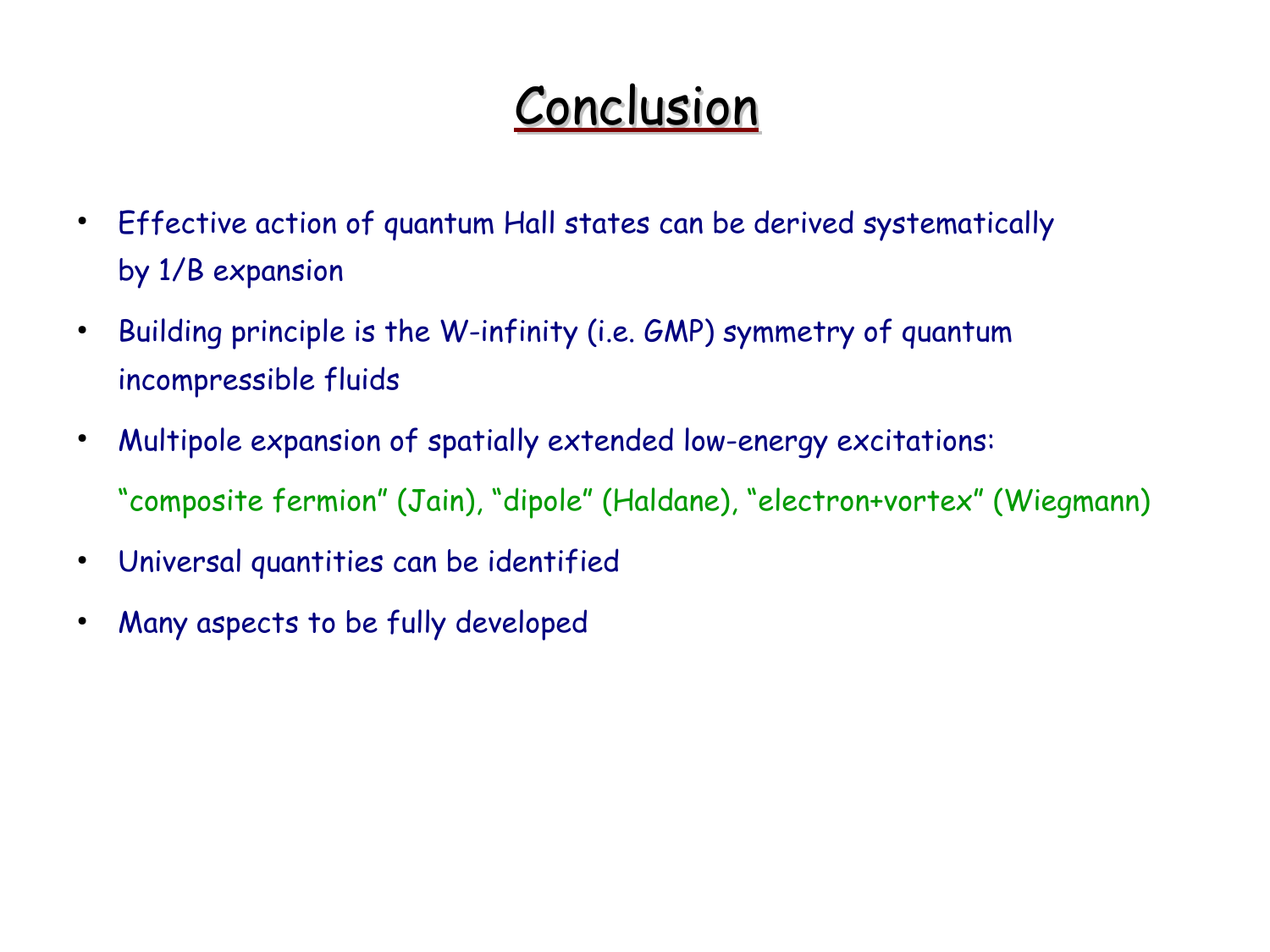# Conclusion

- Effective action of quantum Hall states can be derived systematically by 1/B expansion
- Building principle is the W-infinity (i.e. GMP) symmetry of quantum incompressible fluids
- Multipole expansion of spatially extended low-energy excitations:

  "composite fermion" (Jain), "dipole" (Haldane), "electron+vortex" (Wiegmann)
- Universal quantities can be identified
- Many aspects to be fully developed